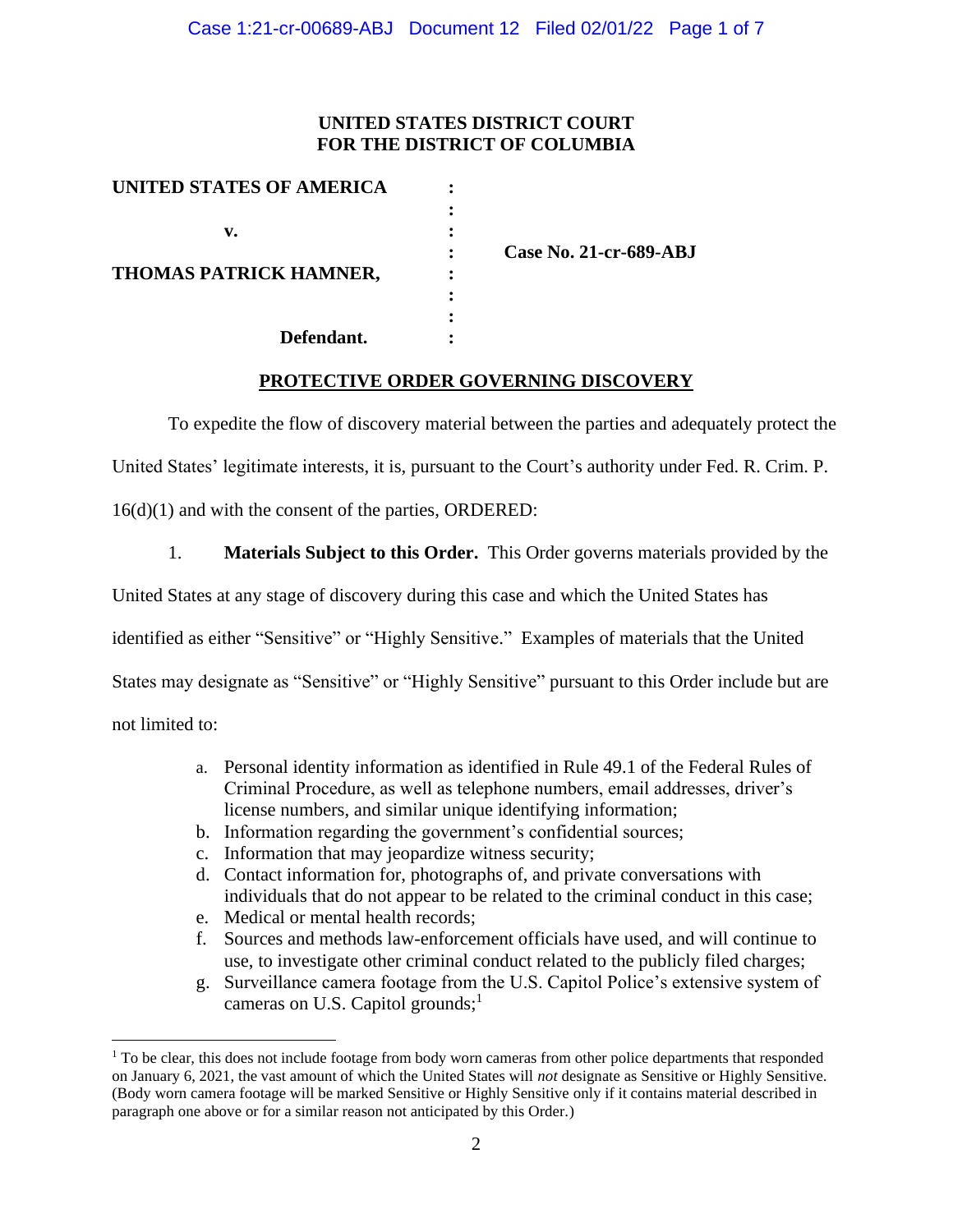**UNITED STATES DISTRICT COURT**
**FOR THE DISTRICT OF COLUMBIA**

| | | |
|---|---|---|
| **UNITED STATES OF AMERICA** | : | |
| | : | |
| **v.** | : | |
| | : | **Case No. 21-cr-689-ABJ** |
| **THOMAS PATRICK HAMNER,** | : | |
| | : | |
| | : | |
| **Defendant.** | : | |

**PROTECTIVE ORDER GOVERNING DISCOVERY**

To expedite the flow of discovery material between the parties and adequately protect the United States' legitimate interests, it is, pursuant to the Court's authority under Fed. R. Crim. P. 16(d)(1) and with the consent of the parties, ORDERED:

1. **Materials Subject to this Order.** This Order governs materials provided by the United States at any stage of discovery during this case and which the United States has identified as either "Sensitive" or "Highly Sensitive." Examples of materials that the United States may designate as "Sensitive" or "Highly Sensitive" pursuant to this Order include but are not limited to:

   a. Personal identity information as identified in Rule 49.1 of the Federal Rules of Criminal Procedure, as well as telephone numbers, email addresses, driver's license numbers, and similar unique identifying information;
   b. Information regarding the government's confidential sources;
   c. Information that may jeopardize witness security;
   d. Contact information for, photographs of, and private conversations with individuals that do not appear to be related to the criminal conduct in this case;
   e. Medical or mental health records;
   f. Sources and methods law-enforcement officials have used, and will continue to use, to investigate other criminal conduct related to the publicly filed charges;
   g. Surveillance camera footage from the U.S. Capitol Police's extensive system of cameras on U.S. Capitol grounds;[1]

[1] To be clear, this does not include footage from body worn cameras from other police departments that responded on January 6, 2021, the vast amount of which the United States will *not* designate as Sensitive or Highly Sensitive. (Body worn camera footage will be marked Sensitive or Highly Sensitive only if it contains material described in paragraph one above or for a similar reason not anticipated by this Order.)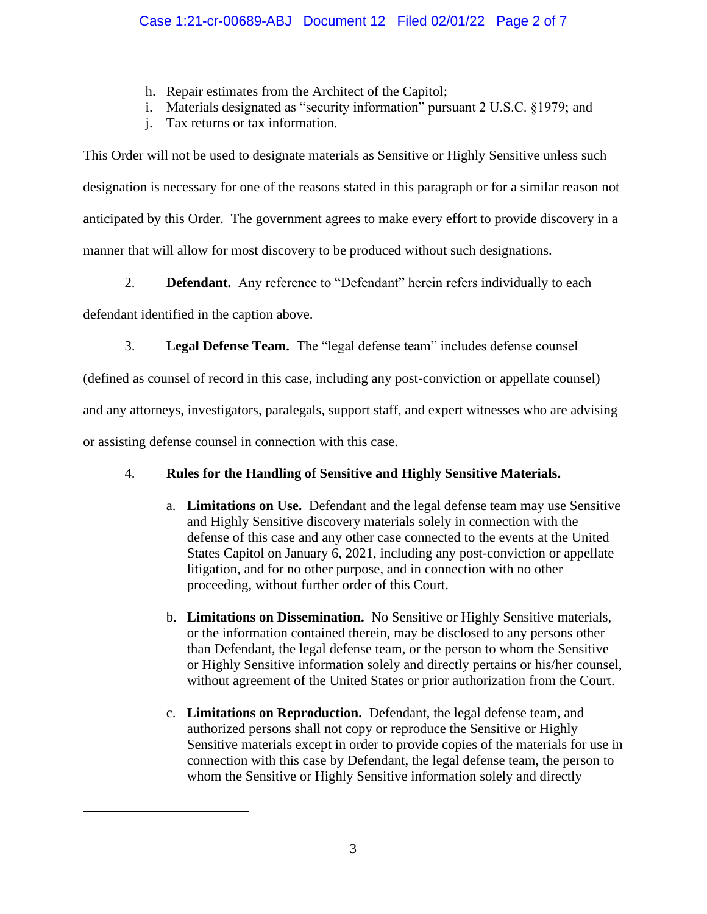h. Repair estimates from the Architect of the Capitol;
i. Materials designated as "security information" pursuant 2 U.S.C. §1979; and
j. Tax returns or tax information.

This Order will not be used to designate materials as Sensitive or Highly Sensitive unless such designation is necessary for one of the reasons stated in this paragraph or for a similar reason not anticipated by this Order. The government agrees to make every effort to provide discovery in a manner that will allow for most discovery to be produced without such designations.

2. **Defendant.** Any reference to "Defendant" herein refers individually to each defendant identified in the caption above.

3. **Legal Defense Team.** The "legal defense team" includes defense counsel (defined as counsel of record in this case, including any post-conviction or appellate counsel) and any attorneys, investigators, paralegals, support staff, and expert witnesses who are advising or assisting defense counsel in connection with this case.

4. **Rules for the Handling of Sensitive and Highly Sensitive Materials.**

   a. **Limitations on Use.** Defendant and the legal defense team may use Sensitive and Highly Sensitive discovery materials solely in connection with the defense of this case and any other case connected to the events at the United States Capitol on January 6, 2021, including any post-conviction or appellate litigation, and for no other purpose, and in connection with no other proceeding, without further order of this Court.

   b. **Limitations on Dissemination.** No Sensitive or Highly Sensitive materials, or the information contained therein, may be disclosed to any persons other than Defendant, the legal defense team, or the person to whom the Sensitive or Highly Sensitive information solely and directly pertains or his/her counsel, without agreement of the United States or prior authorization from the Court.

   c. **Limitations on Reproduction.** Defendant, the legal defense team, and authorized persons shall not copy or reproduce the Sensitive or Highly Sensitive materials except in order to provide copies of the materials for use in connection with this case by Defendant, the legal defense team, the person to whom the Sensitive or Highly Sensitive information solely and directly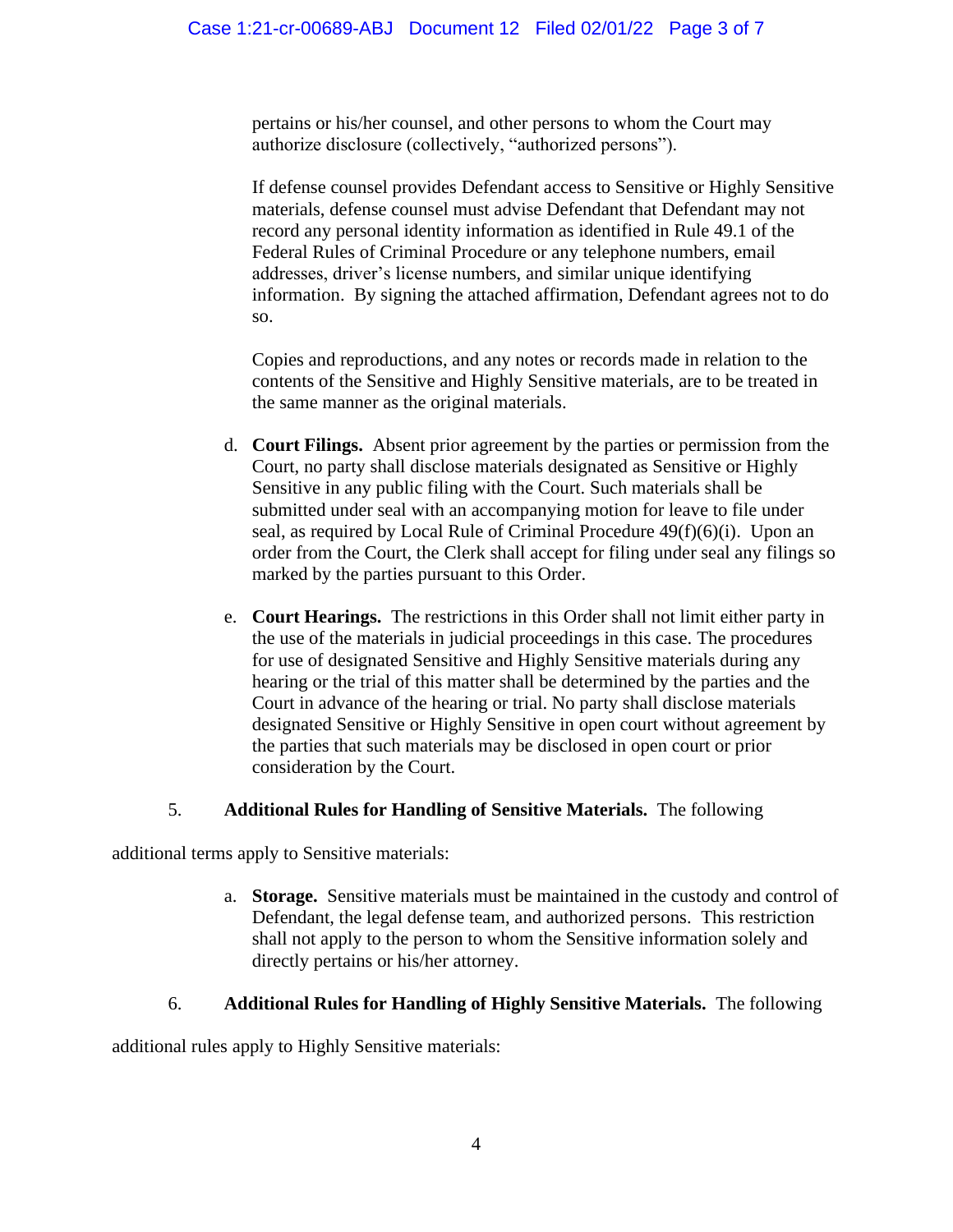pertains or his/her counsel, and other persons to whom the Court may authorize disclosure (collectively, "authorized persons").

If defense counsel provides Defendant access to Sensitive or Highly Sensitive materials, defense counsel must advise Defendant that Defendant may not record any personal identity information as identified in Rule 49.1 of the Federal Rules of Criminal Procedure or any telephone numbers, email addresses, driver's license numbers, and similar unique identifying information. By signing the attached affirmation, Defendant agrees not to do so.

Copies and reproductions, and any notes or records made in relation to the contents of the Sensitive and Highly Sensitive materials, are to be treated in the same manner as the original materials.

d. **Court Filings.** Absent prior agreement by the parties or permission from the Court, no party shall disclose materials designated as Sensitive or Highly Sensitive in any public filing with the Court. Such materials shall be submitted under seal with an accompanying motion for leave to file under seal, as required by Local Rule of Criminal Procedure 49(f)(6)(i). Upon an order from the Court, the Clerk shall accept for filing under seal any filings so marked by the parties pursuant to this Order.

e. **Court Hearings.** The restrictions in this Order shall not limit either party in the use of the materials in judicial proceedings in this case. The procedures for use of designated Sensitive and Highly Sensitive materials during any hearing or the trial of this matter shall be determined by the parties and the Court in advance of the hearing or trial. No party shall disclose materials designated Sensitive or Highly Sensitive in open court without agreement by the parties that such materials may be disclosed in open court or prior consideration by the Court.

5. **Additional Rules for Handling of Sensitive Materials.** The following additional terms apply to Sensitive materials:

a. **Storage.** Sensitive materials must be maintained in the custody and control of Defendant, the legal defense team, and authorized persons. This restriction shall not apply to the person to whom the Sensitive information solely and directly pertains or his/her attorney.

6. **Additional Rules for Handling of Highly Sensitive Materials.** The following additional rules apply to Highly Sensitive materials: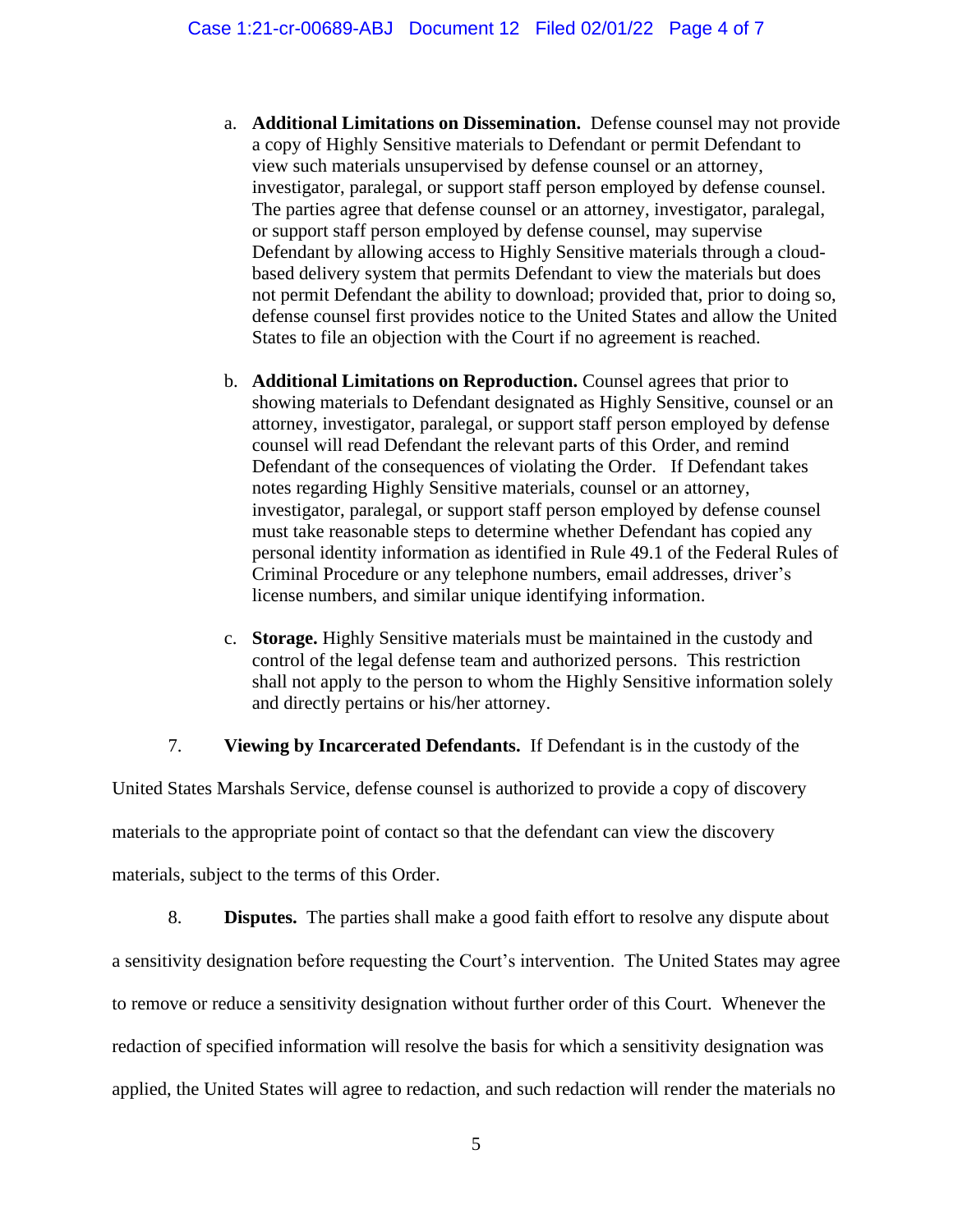a. **Additional Limitations on Dissemination.** Defense counsel may not provide a copy of Highly Sensitive materials to Defendant or permit Defendant to view such materials unsupervised by defense counsel or an attorney, investigator, paralegal, or support staff person employed by defense counsel. The parties agree that defense counsel or an attorney, investigator, paralegal, or support staff person employed by defense counsel, may supervise Defendant by allowing access to Highly Sensitive materials through a cloud-based delivery system that permits Defendant to view the materials but does not permit Defendant the ability to download; provided that, prior to doing so, defense counsel first provides notice to the United States and allow the United States to file an objection with the Court if no agreement is reached.

b. **Additional Limitations on Reproduction.** Counsel agrees that prior to showing materials to Defendant designated as Highly Sensitive, counsel or an attorney, investigator, paralegal, or support staff person employed by defense counsel will read Defendant the relevant parts of this Order, and remind Defendant of the consequences of violating the Order. If Defendant takes notes regarding Highly Sensitive materials, counsel or an attorney, investigator, paralegal, or support staff person employed by defense counsel must take reasonable steps to determine whether Defendant has copied any personal identity information as identified in Rule 49.1 of the Federal Rules of Criminal Procedure or any telephone numbers, email addresses, driver's license numbers, and similar unique identifying information.

c. **Storage.** Highly Sensitive materials must be maintained in the custody and control of the legal defense team and authorized persons. This restriction shall not apply to the person to whom the Highly Sensitive information solely and directly pertains or his/her attorney.

7. **Viewing by Incarcerated Defendants.** If Defendant is in the custody of the United States Marshals Service, defense counsel is authorized to provide a copy of discovery materials to the appropriate point of contact so that the defendant can view the discovery materials, subject to the terms of this Order.

8. **Disputes.** The parties shall make a good faith effort to resolve any dispute about a sensitivity designation before requesting the Court's intervention. The United States may agree to remove or reduce a sensitivity designation without further order of this Court. Whenever the redaction of specified information will resolve the basis for which a sensitivity designation was applied, the United States will agree to redaction, and such redaction will render the materials no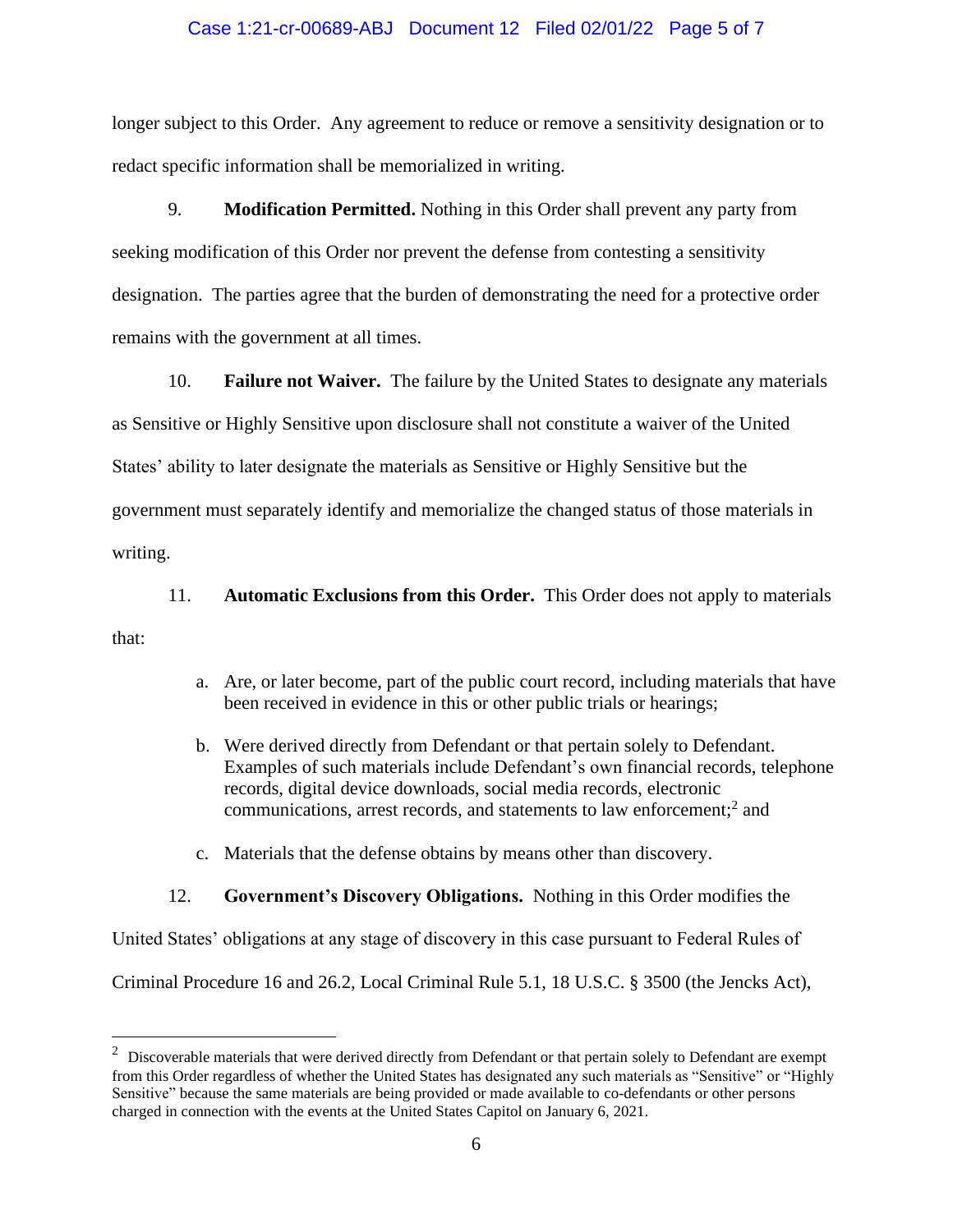longer subject to this Order. Any agreement to reduce or remove a sensitivity designation or to redact specific information shall be memorialized in writing.

9. **Modification Permitted.** Nothing in this Order shall prevent any party from seeking modification of this Order nor prevent the defense from contesting a sensitivity designation. The parties agree that the burden of demonstrating the need for a protective order remains with the government at all times.

10. **Failure not Waiver.** The failure by the United States to designate any materials as Sensitive or Highly Sensitive upon disclosure shall not constitute a waiver of the United States' ability to later designate the materials as Sensitive or Highly Sensitive but the government must separately identify and memorialize the changed status of those materials in writing.

11. **Automatic Exclusions from this Order.** This Order does not apply to materials that:

a. Are, or later become, part of the public court record, including materials that have been received in evidence in this or other public trials or hearings;

b. Were derived directly from Defendant or that pertain solely to Defendant. Examples of such materials include Defendant's own financial records, telephone records, digital device downloads, social media records, electronic communications, arrest records, and statements to law enforcement;[2] and

c. Materials that the defense obtains by means other than discovery.

12. **Government's Discovery Obligations.** Nothing in this Order modifies the United States' obligations at any stage of discovery in this case pursuant to Federal Rules of Criminal Procedure 16 and 26.2, Local Criminal Rule 5.1, 18 U.S.C. § 3500 (the Jencks Act),

---

[2] Discoverable materials that were derived directly from Defendant or that pertain solely to Defendant are exempt from this Order regardless of whether the United States has designated any such materials as "Sensitive" or "Highly Sensitive" because the same materials are being provided or made available to co-defendants or other persons charged in connection with the events at the United States Capitol on January 6, 2021.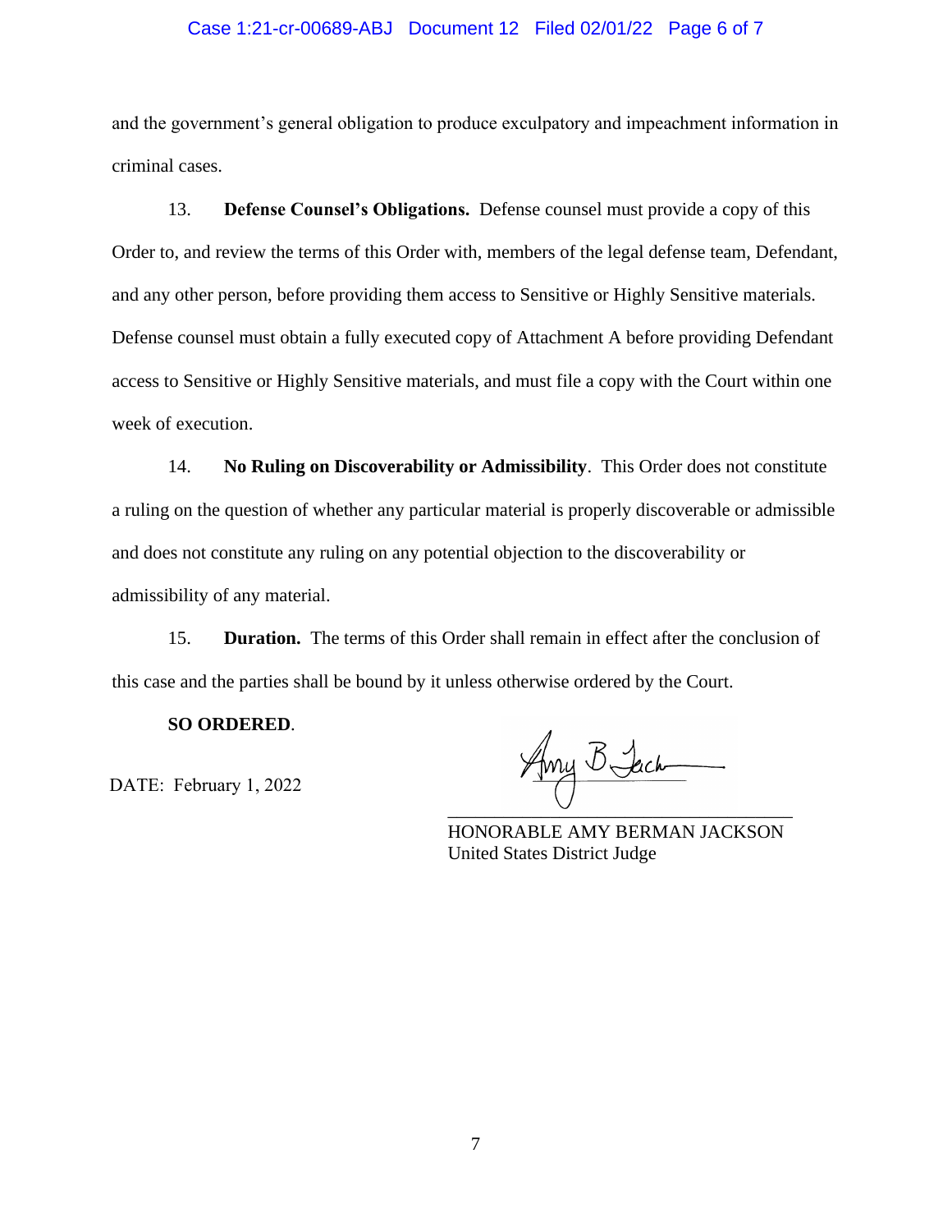and the government's general obligation to produce exculpatory and impeachment information in criminal cases.

13. **Defense Counsel's Obligations.** Defense counsel must provide a copy of this Order to, and review the terms of this Order with, members of the legal defense team, Defendant, and any other person, before providing them access to Sensitive or Highly Sensitive materials. Defense counsel must obtain a fully executed copy of Attachment A before providing Defendant access to Sensitive or Highly Sensitive materials, and must file a copy with the Court within one week of execution.

14. **No Ruling on Discoverability or Admissibility**. This Order does not constitute a ruling on the question of whether any particular material is properly discoverable or admissible and does not constitute any ruling on any potential objection to the discoverability or admissibility of any material.

15. **Duration.** The terms of this Order shall remain in effect after the conclusion of this case and the parties shall be bound by it unless otherwise ordered by the Court.

**SO ORDERED**.

DATE: February 1, 2022

HONORABLE AMY BERMAN JACKSON
United States District Judge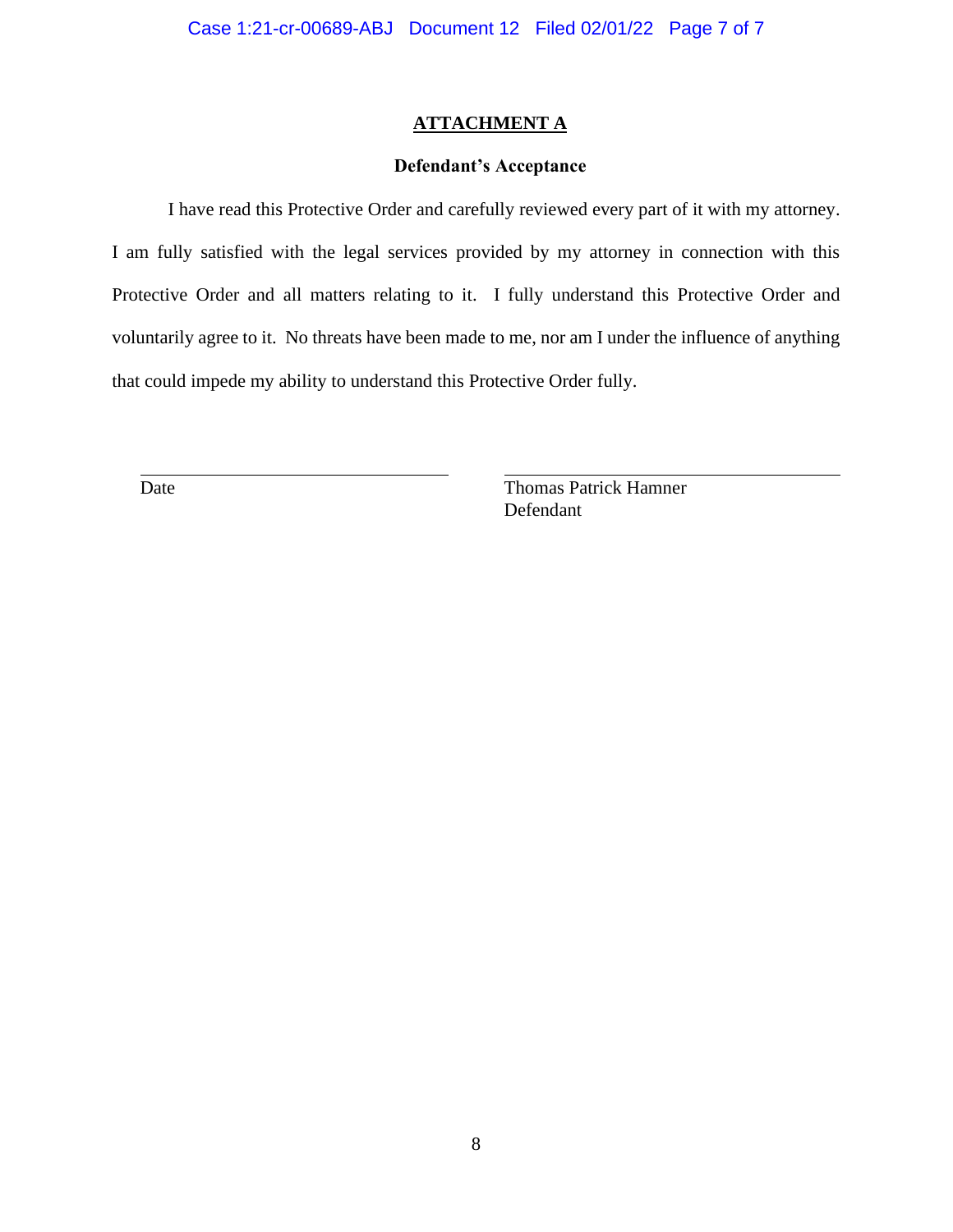## ATTACHMENT A

**Defendant's Acceptance**

I have read this Protective Order and carefully reviewed every part of it with my attorney. I am fully satisfied with the legal services provided by my attorney in connection with this Protective Order and all matters relating to it. I fully understand this Protective Order and voluntarily agree to it. No threats have been made to me, nor am I under the influence of anything that could impede my ability to understand this Protective Order fully.

| | |
|---|---|
| ______________________________ | ______________________________ |
| Date | Thomas Patrick Hamner<br>Defendant |